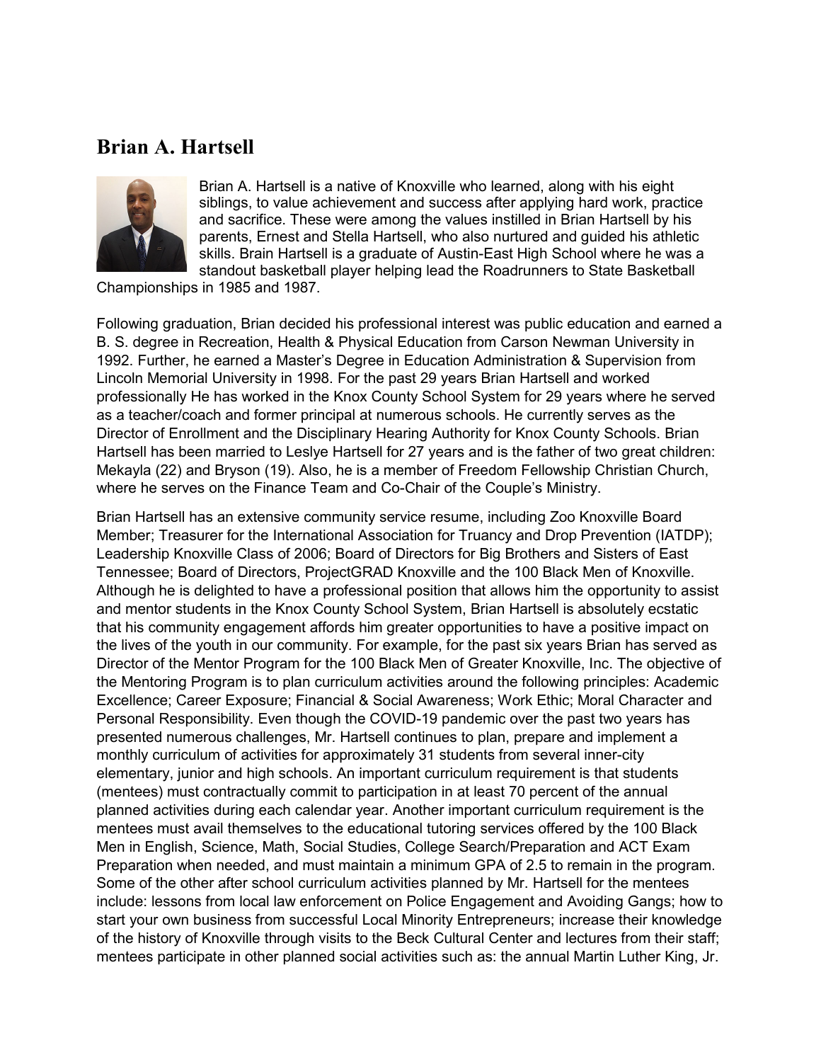# Brian A. Hartsell

Brian A. Hartsell is a native of Knoxville who learned, along with his eight siblings, to value achievement and success after applying hard work, practice and sacrifice. These were among the values instilled in Brian Hartsell by his parents, Ernest and Stella Hartsell, who also nurtured and guided his athletic skills. Brain Hartsell is a graduate of Austin-East High School where he was a standout basketball player helping lead the Roadrunners to State Basketball Championships in 1985 and 1987.

Following graduation, Brian decided his professional interest was public education and earned a B. S. degree in Recreation, Health & Physical Education from Carson Newman University in 1992. Further, he earned a Master's Degree in Education Administration & Supervision from Lincoln Memorial University in 1998. For the past 29 years Brian Hartsell and worked professionally He has worked in the Knox County School System for 29 years where he served as a teacher/coach and former principal at numerous schools. He currently serves as the Director of Enrollment and the Disciplinary Hearing Authority for Knox County Schools. Brian Hartsell has been married to Leslye Hartsell for 27 years and is the father of two great children: Mekayla (22) and Bryson (19). Also, he is a member of Freedom Fellowship Christian Church, where he serves on the Finance Team and Co-Chair of the Couple's Ministry.

Brian Hartsell has an extensive community service resume, including Zoo Knoxville Board Member; Treasurer for the International Association for Truancy and Drop Prevention (IATDP); Leadership Knoxville Class of 2006; Board of Directors for Big Brothers and Sisters of East Tennessee; Board of Directors, ProjectGRAD Knoxville and the 100 Black Men of Knoxville. Although he is delighted to have a professional position that allows him the opportunity to assist and mentor students in the Knox County School System, Brian Hartsell is absolutely ecstatic that his community engagement affords him greater opportunities to have a positive impact on the lives of the youth in our community. For example, for the past six years Brian has served as Director of the Mentor Program for the 100 Black Men of Greater Knoxville, Inc. The objective of the Mentoring Program is to plan curriculum activities around the following principles: Academic Excellence; Career Exposure; Financial & Social Awareness; Work Ethic; Moral Character and Personal Responsibility. Even though the COVID-19 pandemic over the past two years has presented numerous challenges, Mr. Hartsell continues to plan, prepare and implement a monthly curriculum of activities for approximately 31 students from several inner-city elementary, junior and high schools. An important curriculum requirement is that students (mentees) must contractually commit to participation in at least 70 percent of the annual planned activities during each calendar year. Another important curriculum requirement is the mentees must avail themselves to the educational tutoring services offered by the 100 Black Men in English, Science, Math, Social Studies, College Search/Preparation and ACT Exam Preparation when needed, and must maintain a minimum GPA of 2.5 to remain in the program. Some of the other after school curriculum activities planned by Mr. Hartsell for the mentees include: lessons from local law enforcement on Police Engagement and Avoiding Gangs; how to start your own business from successful Local Minority Entrepreneurs; increase their knowledge of the history of Knoxville through visits to the Beck Cultural Center and lectures from their staff; mentees participate in other planned social activities such as: the annual Martin Luther King, Jr.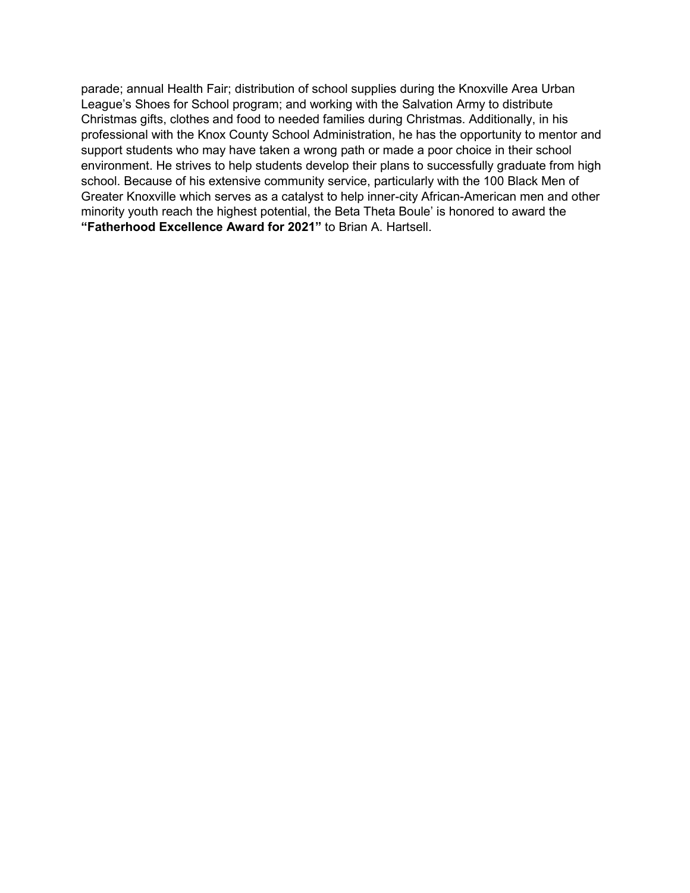parade; annual Health Fair; distribution of school supplies during the Knoxville Area Urban League's Shoes for School program; and working with the Salvation Army to distribute Christmas gifts, clothes and food to needed families during Christmas. Additionally, in his professional with the Knox County School Administration, he has the opportunity to mentor and support students who may have taken a wrong path or made a poor choice in their school environment. He strives to help students develop their plans to successfully graduate from high school. Because of his extensive community service, particularly with the 100 Black Men of Greater Knoxville which serves as a catalyst to help inner-city African-American men and other minority youth reach the highest potential, the Beta Theta Boule' is honored to award the **"Fatherhood Excellence Award for 2021"** to Brian A. Hartsell.